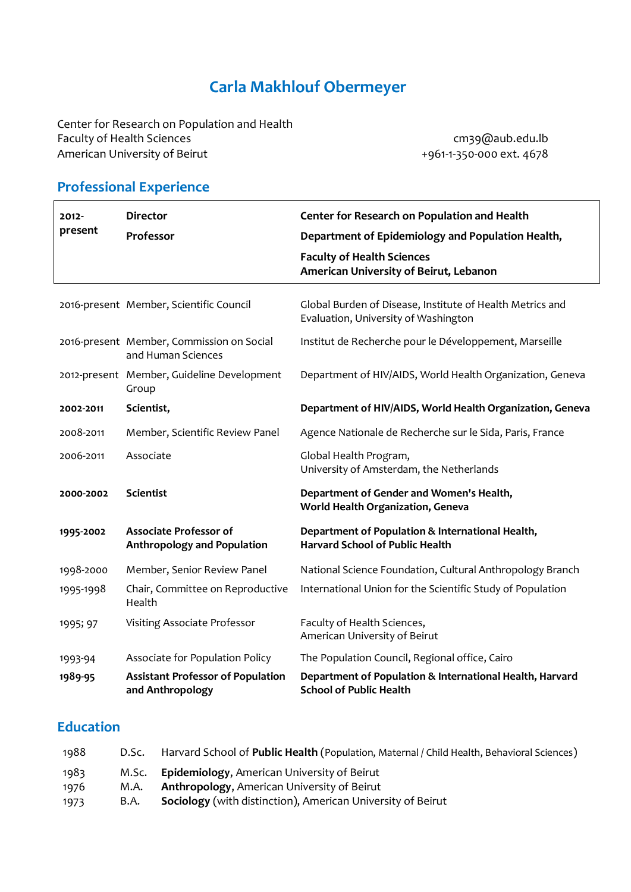# Carla Makhlouf Obermeyer

Center for Research on Population and Health
Faculty of Health Sciences
American University of Beirut

cm39@aub.edu.lb
+961-1-350-000 ext. 4678

## Professional Experience

| | | |
|---|---|---|
| **2012-present** | **Director**<br>**Professor** | **Center for Research on Population and Health**<br>**Department of Epidemiology and Population Health,**<br>**Faculty of Health Sciences**<br>**American University of Beirut, Lebanon** |
| 2016-present | Member, Scientific Council | Global Burden of Disease, Institute of Health Metrics and Evaluation, University of Washington |
| 2016-present | Member, Commission on Social and Human Sciences | Institut de Recherche pour le Développement, Marseille |
| 2012-present | Member, Guideline Development Group | Department of HIV/AIDS, World Health Organization, Geneva |
| **2002-2011** | **Scientist,** | **Department of HIV/AIDS, World Health Organization, Geneva** |
| 2008-2011 | Member, Scientific Review Panel | Agence Nationale de Recherche sur le Sida, Paris, France |
| 2006-2011 | Associate | Global Health Program,<br>University of Amsterdam, the Netherlands |
| **2000-2002** | **Scientist** | **Department of Gender and Women's Health,**<br>**World Health Organization, Geneva** |
| **1995-2002** | **Associate Professor of Anthropology and Population** | **Department of Population & International Health,**<br>**Harvard School of Public Health** |
| 1998-2000 | Member, Senior Review Panel | National Science Foundation, Cultural Anthropology Branch |
| 1995-1998 | Chair, Committee on Reproductive Health | International Union for the Scientific Study of Population |
| 1995; 97 | Visiting Associate Professor | Faculty of Health Sciences,<br>American University of Beirut |
| 1993-94 | Associate for Population Policy | The Population Council, Regional office, Cairo |
| **1989-95** | **Assistant Professor of Population and Anthropology** | **Department of Population & International Health, Harvard School of Public Health** |

## Education

| | | |
|---|---|---|
| 1988 | D.Sc. | Harvard School of **Public Health** (Population, Maternal / Child Health, Behavioral Sciences) |
| 1983 | M.Sc. | **Epidemiology**, American University of Beirut |
| 1976 | M.A. | **Anthropology**, American University of Beirut |
| 1973 | B.A. | **Sociology** (with distinction), American University of Beirut |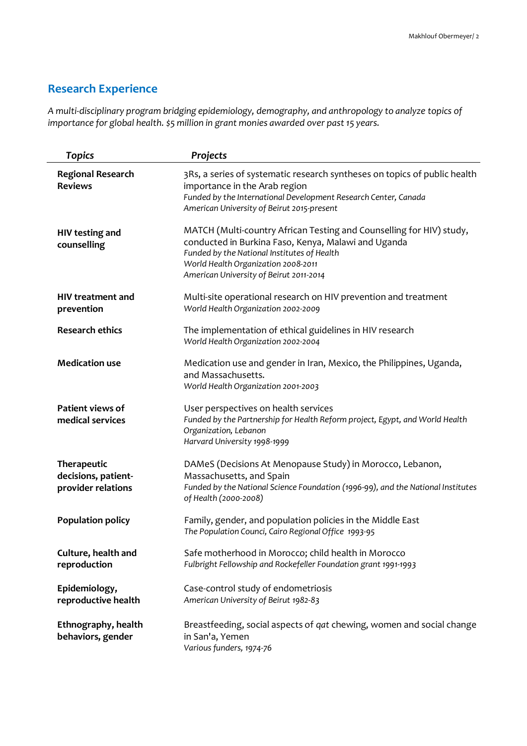## Research Experience

*A multi-disciplinary program bridging epidemiology, demography, and anthropology to analyze topics of importance for global health. $5 million in grant monies awarded over past 15 years.*

| *Topics* | *Projects* |
|---|---|
| **Regional Research Reviews** | 3Rs, a series of systematic research syntheses on topics of public health importance in the Arab region<br>*Funded by the International Development Research Center, Canada*<br>*American University of Beirut 2015-present* |
| **HIV testing and counselling** | MATCH (Multi-country African Testing and Counselling for HIV) study, conducted in Burkina Faso, Kenya, Malawi and Uganda<br>*Funded by the National Institutes of Health*<br>*World Health Organization 2008-2011*<br>*American University of Beirut 2011-2014* |
| **HIV treatment and prevention** | Multi-site operational research on HIV prevention and treatment<br>*World Health Organization 2002-2009* |
| **Research ethics** | The implementation of ethical guidelines in HIV research<br>*World Health Organization 2002-2004* |
| **Medication use** | Medication use and gender in Iran, Mexico, the Philippines, Uganda, and Massachusetts.<br>*World Health Organization 2001-2003* |
| **Patient views of medical services** | User perspectives on health services<br>*Funded by the Partnership for Health Reform project, Egypt, and World Health Organization, Lebanon*<br>*Harvard University 1998-1999* |
| **Therapeutic decisions, patient-provider relations** | DAMeS (Decisions At Menopause Study) in Morocco, Lebanon, Massachusetts, and Spain<br>*Funded by the National Science Foundation (1996-99), and the National Institutes of Health (2000-2008)* |
| **Population policy** | Family, gender, and population policies in the Middle East<br>*The Population Counci, Cairo Regional Office 1993-95* |
| **Culture, health and reproduction** | Safe motherhood in Morocco; child health in Morocco<br>*Fulbright Fellowship and Rockefeller Foundation grant 1991-1993* |
| **Epidemiology, reproductive health** | Case-control study of endometriosis<br>*American University of Beirut 1982-83* |
| **Ethnography, health behaviors, gender** | Breastfeeding, social aspects of *qat* chewing, women and social change in San'a, Yemen<br>*Various funders, 1974-76* |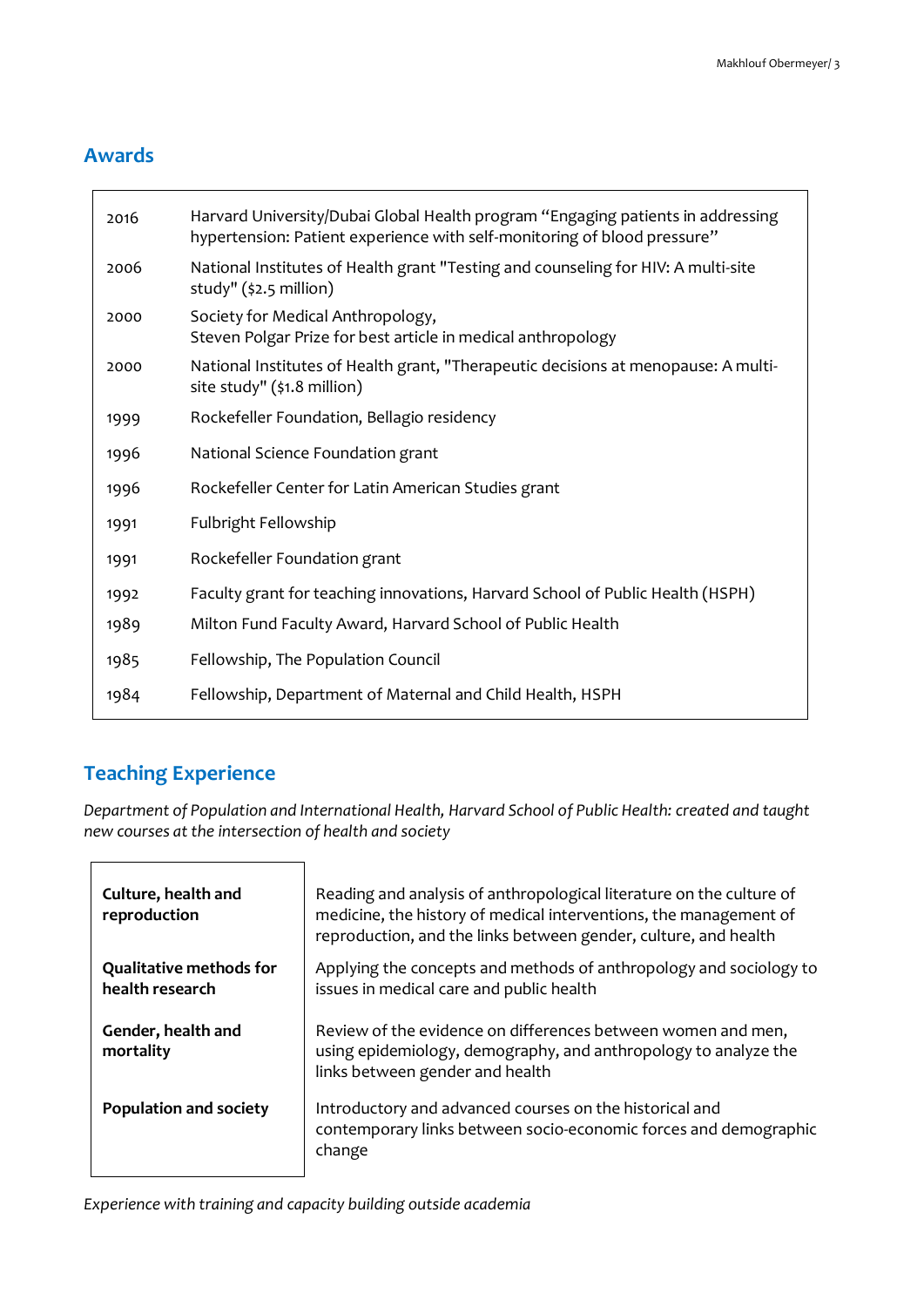## Awards

| | |
|---|---|
| 2016 | Harvard University/Dubai Global Health program “Engaging patients in addressing hypertension: Patient experience with self-monitoring of blood pressure” |
| 2006 | National Institutes of Health grant "Testing and counseling for HIV: A multi-site study" ($2.5 million) |
| 2000 | Society for Medical Anthropology,<br>Steven Polgar Prize for best article in medical anthropology |
| 2000 | National Institutes of Health grant, "Therapeutic decisions at menopause: A multi-site study" ($1.8 million) |
| 1999 | Rockefeller Foundation, Bellagio residency |
| 1996 | National Science Foundation grant |
| 1996 | Rockefeller Center for Latin American Studies grant |
| 1991 | Fulbright Fellowship |
| 1991 | Rockefeller Foundation grant |
| 1992 | Faculty grant for teaching innovations, Harvard School of Public Health (HSPH) |
| 1989 | Milton Fund Faculty Award, Harvard School of Public Health |
| 1985 | Fellowship, The Population Council |
| 1984 | Fellowship, Department of Maternal and Child Health, HSPH |

## Teaching Experience

*Department of Population and International Health, Harvard School of Public Health: created and taught new courses at the intersection of health and society*

| | |
|---|---|
| **Culture, health and reproduction** | Reading and analysis of anthropological literature on the culture of medicine, the history of medical interventions, the management of reproduction, and the links between gender, culture, and health |
| **Qualitative methods for health research** | Applying the concepts and methods of anthropology and sociology to issues in medical care and public health |
| **Gender, health and mortality** | Review of the evidence on differences between women and men, using epidemiology, demography, and anthropology to analyze the links between gender and health |
| **Population and society** | Introductory and advanced courses on the historical and contemporary links between socio-economic forces and demographic change |

*Experience with training and capacity building outside academia*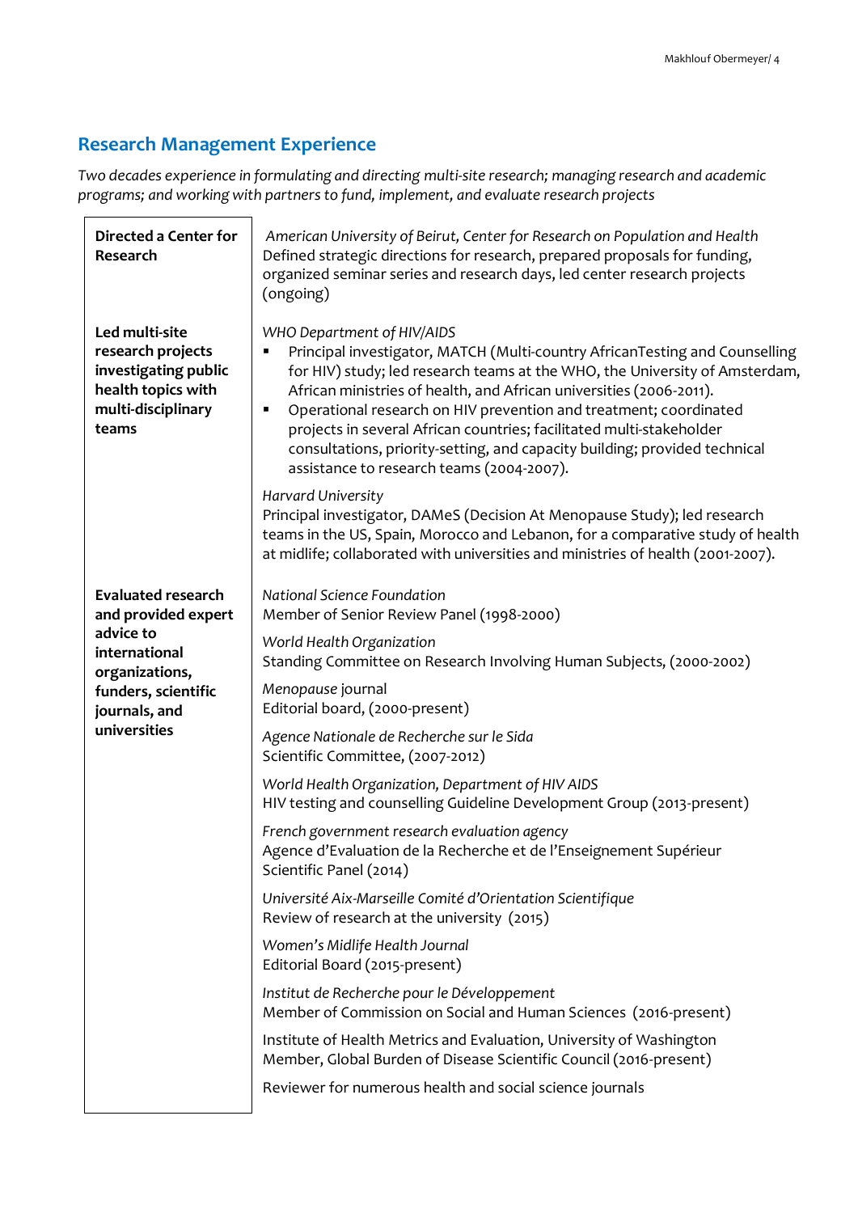## Research Management Experience

*Two decades experience in formulating and directing multi-site research; managing research and academic programs; and working with partners to fund, implement, and evaluate research projects*

| | |
|---|---|
| **Directed a Center for Research** | *American University of Beirut, Center for Research on Population and Health*<br>Defined strategic directions for research, prepared proposals for funding, organized seminar series and research days, led center research projects (ongoing) |
| **Led multi-site research projects investigating public health topics with multi-disciplinary teams** | *WHO Department of HIV/AIDS*<br>▪ Principal investigator, MATCH (Multi-country AfricanTesting and Counselling for HIV) study; led research teams at the WHO, the University of Amsterdam, African ministries of health, and African universities (2006-2011).<br>▪ Operational research on HIV prevention and treatment; coordinated projects in several African countries; facilitated multi-stakeholder consultations, priority-setting, and capacity building; provided technical assistance to research teams (2004-2007).<br><br>*Harvard University*<br>Principal investigator, DAMeS (Decision At Menopause Study); led research teams in the US, Spain, Morocco and Lebanon, for a comparative study of health at midlife; collaborated with universities and ministries of health (2001-2007). |
| **Evaluated research and provided expert advice to international organizations, funders, scientific journals, and universities** | *National Science Foundation*<br>Member of Senior Review Panel (1998-2000)<br><br>*World Health Organization*<br>Standing Committee on Research Involving Human Subjects, (2000-2002)<br><br>*Menopause* journal<br>Editorial board, (2000-present)<br><br>*Agence Nationale de Recherche sur le Sida*<br>Scientific Committee, (2007-2012)<br><br>*World Health Organization, Department of HIV AIDS*<br>HIV testing and counselling Guideline Development Group (2013-present)<br><br>*French government research evaluation agency*<br>Agence d'Evaluation de la Recherche et de l'Enseignement Supérieur Scientific Panel (2014)<br><br>*Université Aix-Marseille Comité d'Orientation Scientifique*<br>Review of research at the university (2015)<br><br>*Women's Midlife Health Journal*<br>Editorial Board (2015-present)<br><br>*Institut de Recherche pour le Développement*<br>Member of Commission on Social and Human Sciences (2016-present)<br><br>Institute of Health Metrics and Evaluation, University of Washington<br>Member, Global Burden of Disease Scientific Council (2016-present)<br><br>Reviewer for numerous health and social science journals |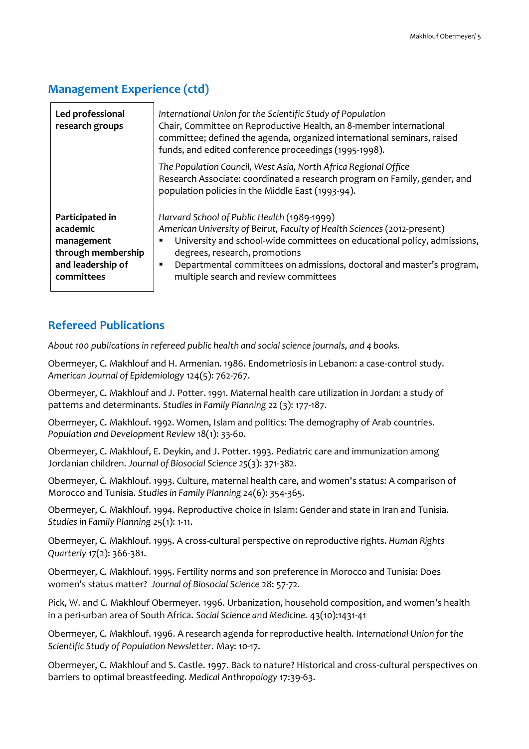## Management Experience (ctd)

| | |
|---|---|
| **Led professional research groups** | *International Union for the Scientific Study of Population*<br>Chair, Committee on Reproductive Health, an 8-member international committee; defined the agenda, organized international seminars, raised funds, and edited conference proceedings (1995-1998).<br><br>*The Population Council, West Asia, North Africa Regional Office*<br>Research Associate: coordinated a research program on Family, gender, and population policies in the Middle East (1993-94). |
| **Participated in academic management through membership and leadership of committees** | *Harvard School of Public Health* (1989-1999)<br>*American University of Beirut, Faculty of Health Sciences* (2012-present)<br>▪ University and school-wide committees on educational policy, admissions, degrees, research, promotions<br>▪ Departmental committees on admissions, doctoral and master's program, multiple search and review committees |

## Refereed Publications

*About 100 publications in refereed public health and social science journals, and 4 books.*

Obermeyer, C. Makhlouf and H. Armenian. 1986. Endometriosis in Lebanon: a case-control study. *American Journal of Epidemiology* 124(5): 762-767.

Obermeyer, C. Makhlouf and J. Potter. 1991. Maternal health care utilization in Jordan: a study of patterns and determinants. *Studies in Family Planning* 22 (3): 177-187.

Obermeyer, C. Makhlouf. 1992. Women, Islam and politics: The demography of Arab countries. *Population and Development Review* 18(1): 33-60.

Obermeyer, C. Makhlouf, E. Deykin, and J. Potter. 1993. Pediatric care and immunization among Jordanian children. *Journal of Biosocial Science* 25(3): 371-382.

Obermeyer, C. Makhlouf. 1993. Culture, maternal health care, and women's status: A comparison of Morocco and Tunisia. *Studies in Family Planning* 24(6): 354-365.

Obermeyer, C. Makhlouf. 1994. Reproductive choice in Islam: Gender and state in Iran and Tunisia. *Studies in Family Planning* 25(1): 1-11.

Obermeyer, C. Makhlouf. 1995. A cross-cultural perspective on reproductive rights. *Human Rights Quarterly* 17(2): 366-381.

Obermeyer, C. Makhlouf. 1995. Fertility norms and son preference in Morocco and Tunisia: Does women's status matter? *Journal of Biosocial Science* 28: 57-72.

Pick, W. and C. Makhlouf Obermeyer. 1996. Urbanization, household composition, and women's health in a peri-urban area of South Africa. *Social Science and Medicine.* 43(10):1431-41

Obermeyer, C. Makhlouf. 1996. A research agenda for reproductive health. *International Union for the Scientific Study of Population Newsletter.* May: 10-17.

Obermeyer, C. Makhlouf and S. Castle. 1997. Back to nature? Historical and cross-cultural perspectives on barriers to optimal breastfeeding. *Medical Anthropology* 17:39-63.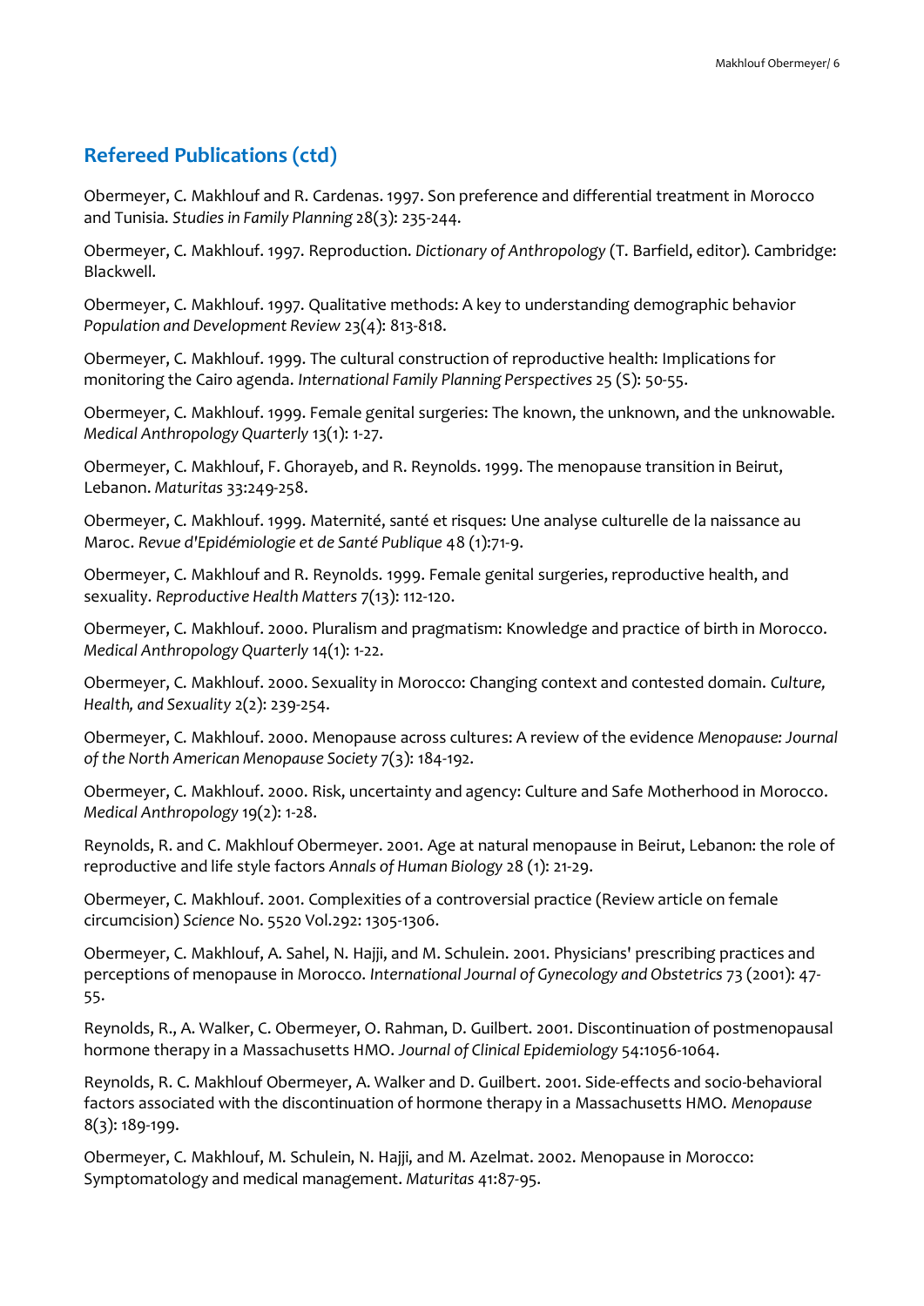## Refereed Publications (ctd)

Obermeyer, C. Makhlouf and R. Cardenas. 1997. Son preference and differential treatment in Morocco and Tunisia. *Studies in Family Planning* 28(3): 235-244.

Obermeyer, C. Makhlouf. 1997. Reproduction. *Dictionary of Anthropology* (T. Barfield, editor). Cambridge: Blackwell.

Obermeyer, C. Makhlouf. 1997. Qualitative methods: A key to understanding demographic behavior *Population and Development Review* 23(4): 813-818.

Obermeyer, C. Makhlouf. 1999. The cultural construction of reproductive health: Implications for monitoring the Cairo agenda. *International Family Planning Perspectives* 25 (S): 50-55.

Obermeyer, C. Makhlouf. 1999. Female genital surgeries: The known, the unknown, and the unknowable. *Medical Anthropology Quarterly* 13(1): 1-27.

Obermeyer, C. Makhlouf, F. Ghorayeb, and R. Reynolds. 1999. The menopause transition in Beirut, Lebanon. *Maturitas* 33:249-258.

Obermeyer, C. Makhlouf. 1999. Maternité, santé et risques: Une analyse culturelle de la naissance au Maroc. *Revue d'Epidémiologie et de Santé Publique* 48 (1):71-9.

Obermeyer, C. Makhlouf and R. Reynolds. 1999. Female genital surgeries, reproductive health, and sexuality. *Reproductive Health Matters* 7(13): 112-120.

Obermeyer, C. Makhlouf. 2000. Pluralism and pragmatism: Knowledge and practice of birth in Morocco. *Medical Anthropology Quarterly* 14(1): 1-22.

Obermeyer, C. Makhlouf. 2000. Sexuality in Morocco: Changing context and contested domain. *Culture, Health, and Sexuality* 2(2): 239-254.

Obermeyer, C. Makhlouf. 2000. Menopause across cultures: A review of the evidence *Menopause: Journal of the North American Menopause Society* 7(3): 184-192.

Obermeyer, C. Makhlouf. 2000. Risk, uncertainty and agency: Culture and Safe Motherhood in Morocco. *Medical Anthropology* 19(2): 1-28.

Reynolds, R. and C. Makhlouf Obermeyer. 2001. Age at natural menopause in Beirut, Lebanon: the role of reproductive and life style factors *Annals of Human Biology* 28 (1): 21-29.

Obermeyer, C. Makhlouf. 2001. Complexities of a controversial practice (Review article on female circumcision) *Science* No. 5520 Vol.292: 1305-1306.

Obermeyer, C. Makhlouf, A. Sahel, N. Hajji, and M. Schulein. 2001. Physicians' prescribing practices and perceptions of menopause in Morocco. *International Journal of Gynecology and Obstetrics* 73 (2001): 47-55.

Reynolds, R., A. Walker, C. Obermeyer, O. Rahman, D. Guilbert. 2001. Discontinuation of postmenopausal hormone therapy in a Massachusetts HMO. *Journal of Clinical Epidemiology* 54:1056-1064.

Reynolds, R. C. Makhlouf Obermeyer, A. Walker and D. Guilbert. 2001. Side-effects and socio-behavioral factors associated with the discontinuation of hormone therapy in a Massachusetts HMO. *Menopause* 8(3): 189-199.

Obermeyer, C. Makhlouf, M. Schulein, N. Hajji, and M. Azelmat. 2002. Menopause in Morocco: Symptomatology and medical management. *Maturitas* 41:87-95.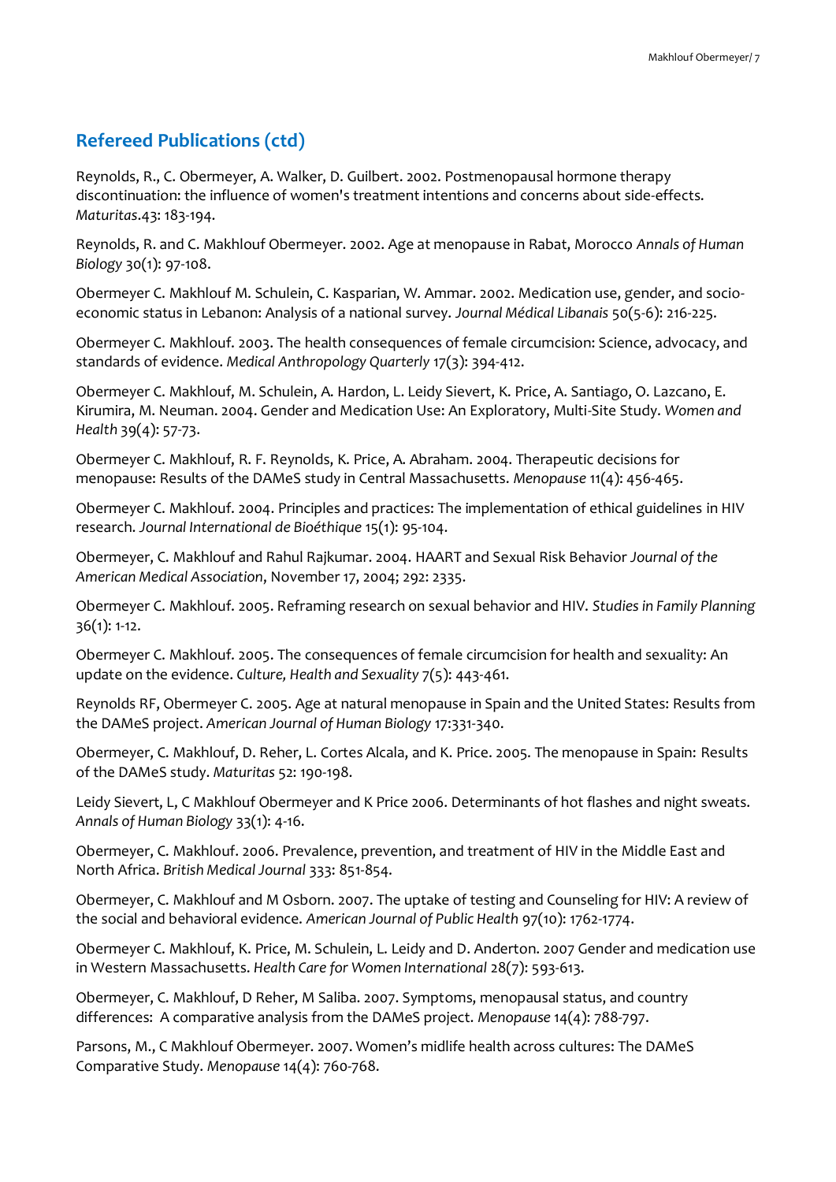## Refereed Publications (ctd)

Reynolds, R., C. Obermeyer, A. Walker, D. Guilbert. 2002. Postmenopausal hormone therapy discontinuation: the influence of women's treatment intentions and concerns about side-effects. *Maturitas*.43: 183-194.

Reynolds, R. and C. Makhlouf Obermeyer. 2002. Age at menopause in Rabat, Morocco *Annals of Human Biology* 30(1): 97-108.

Obermeyer C. Makhlouf M. Schulein, C. Kasparian, W. Ammar. 2002. Medication use, gender, and socio-economic status in Lebanon: Analysis of a national survey. *Journal Médical Libanais* 50(5-6): 216-225.

Obermeyer C. Makhlouf. 2003. The health consequences of female circumcision: Science, advocacy, and standards of evidence. *Medical Anthropology Quarterly* 17(3): 394-412.

Obermeyer C. Makhlouf, M. Schulein, A. Hardon, L. Leidy Sievert, K. Price, A. Santiago, O. Lazcano, E. Kirumira, M. Neuman. 2004. Gender and Medication Use: An Exploratory, Multi-Site Study. *Women and Health* 39(4): 57-73.

Obermeyer C. Makhlouf, R. F. Reynolds, K. Price, A. Abraham. 2004. Therapeutic decisions for menopause: Results of the DAMeS study in Central Massachusetts. *Menopause* 11(4): 456-465.

Obermeyer C. Makhlouf. 2004. Principles and practices: The implementation of ethical guidelines in HIV research. *Journal International de Bioéthique* 15(1): 95-104.

Obermeyer, C. Makhlouf and Rahul Rajkumar. 2004. HAART and Sexual Risk Behavior *Journal of the American Medical Association*, November 17, 2004; 292: 2335.

Obermeyer C. Makhlouf. 2005. Reframing research on sexual behavior and HIV. *Studies in Family Planning* 36(1): 1-12.

Obermeyer C. Makhlouf. 2005. The consequences of female circumcision for health and sexuality: An update on the evidence. *Culture, Health and Sexuality* 7(5): 443-461.

Reynolds RF, Obermeyer C. 2005. Age at natural menopause in Spain and the United States: Results from the DAMeS project. *American Journal of Human Biology* 17:331-340.

Obermeyer, C. Makhlouf, D. Reher, L. Cortes Alcala, and K. Price. 2005. The menopause in Spain: Results of the DAMeS study. *Maturitas* 52: 190-198.

Leidy Sievert, L, C Makhlouf Obermeyer and K Price 2006. Determinants of hot flashes and night sweats. *Annals of Human Biology* 33(1): 4-16.

Obermeyer, C. Makhlouf. 2006. Prevalence, prevention, and treatment of HIV in the Middle East and North Africa. *British Medical Journal* 333: 851-854.

Obermeyer, C. Makhlouf and M Osborn. 2007. The uptake of testing and Counseling for HIV: A review of the social and behavioral evidence. *American Journal of Public Health* 97(10): 1762-1774.

Obermeyer C. Makhlouf, K. Price, M. Schulein, L. Leidy and D. Anderton. 2007 Gender and medication use in Western Massachusetts. *Health Care for Women International* 28(7): 593-613.

Obermeyer, C. Makhlouf, D Reher, M Saliba. 2007. Symptoms, menopausal status, and country differences: A comparative analysis from the DAMeS project. *Menopause* 14(4): 788-797.

Parsons, M., C Makhlouf Obermeyer. 2007. Women's midlife health across cultures: The DAMeS Comparative Study. *Menopause* 14(4): 760-768.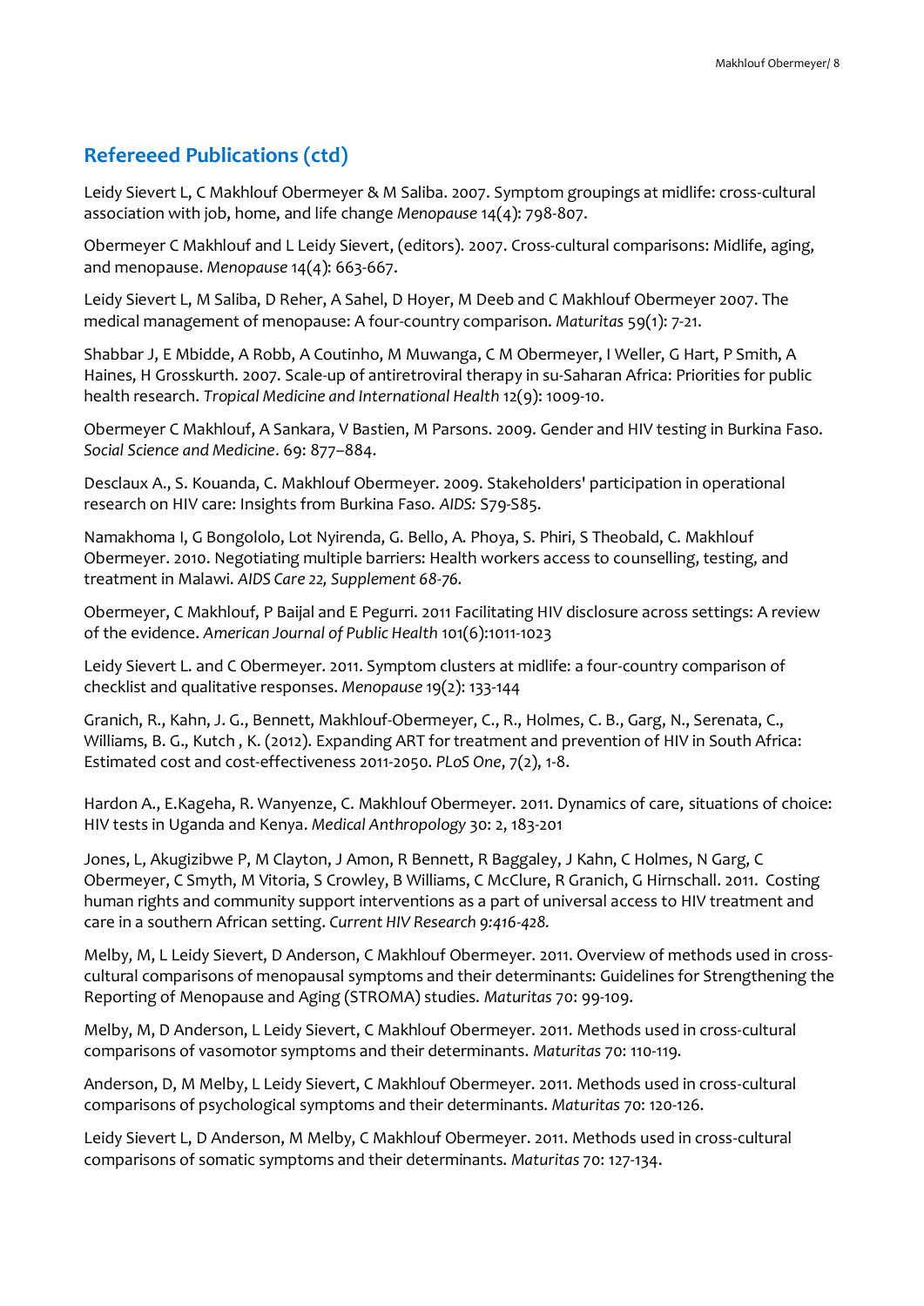## Refereeed Publications (ctd)

Leidy Sievert L, C Makhlouf Obermeyer & M Saliba. 2007. Symptom groupings at midlife: cross-cultural association with job, home, and life change *Menopause* 14(4): 798-807.

Obermeyer C Makhlouf and L Leidy Sievert, (editors). 2007. Cross-cultural comparisons: Midlife, aging, and menopause. *Menopause* 14(4): 663-667.

Leidy Sievert L, M Saliba, D Reher, A Sahel, D Hoyer, M Deeb and C Makhlouf Obermeyer 2007. The medical management of menopause: A four-country comparison. *Maturitas* 59(1): 7-21.

Shabbar J, E Mbidde, A Robb, A Coutinho, M Muwanga, C M Obermeyer, I Weller, G Hart, P Smith, A Haines, H Grosskurth. 2007. Scale-up of antiretroviral therapy in su-Saharan Africa: Priorities for public health research. *Tropical Medicine and International Health* 12(9): 1009-10.

Obermeyer C Makhlouf, A Sankara, V Bastien, M Parsons. 2009. Gender and HIV testing in Burkina Faso. *Social Science and Medicine*. 69: 877–884.

Desclaux A., S. Kouanda, C. Makhlouf Obermeyer. 2009. Stakeholders' participation in operational research on HIV care: Insights from Burkina Faso. *AIDS:* S79-S85.

Namakhoma I, G Bongololo, Lot Nyirenda, G. Bello, A. Phoya, S. Phiri, S Theobald, C. Makhlouf Obermeyer. 2010. Negotiating multiple barriers: Health workers access to counselling, testing, and treatment in Malawi. *AIDS Care 22, Supplement 68-76.*

Obermeyer, C Makhlouf, P Baijal and E Pegurri. 2011 Facilitating HIV disclosure across settings: A review of the evidence. *American Journal of Public Health* 101(6):1011-1023

Leidy Sievert L. and C Obermeyer. 2011. Symptom clusters at midlife: a four-country comparison of checklist and qualitative responses. *Menopause* 19(2): 133-144

Granich, R., Kahn, J. G., Bennett, Makhlouf-Obermeyer, C., R., Holmes, C. B., Garg, N., Serenata, C., Williams, B. G., Kutch , K. (2012). Expanding ART for treatment and prevention of HIV in South Africa: Estimated cost and cost-effectiveness 2011-2050. *PLoS One*, 7(2), 1-8.

Hardon A., E.Kageha, R. Wanyenze, C. Makhlouf Obermeyer. 2011. Dynamics of care, situations of choice: HIV tests in Uganda and Kenya. *Medical Anthropology* 30: 2, 183-201

Jones, L, Akugizibwe P, M Clayton, J Amon, R Bennett, R Baggaley, J Kahn, C Holmes, N Garg, C Obermeyer, C Smyth, M Vitoria, S Crowley, B Williams, C McClure, R Granich, G Hirnschall. 2011. Costing human rights and community support interventions as a part of universal access to HIV treatment and care in a southern African setting. *Current HIV Research 9:416-428.*

Melby, M, L Leidy Sievert, D Anderson, C Makhlouf Obermeyer. 2011. Overview of methods used in cross-cultural comparisons of menopausal symptoms and their determinants: Guidelines for Strengthening the Reporting of Menopause and Aging (STROMA) studies. *Maturitas* 70: 99-109.

Melby, M, D Anderson, L Leidy Sievert, C Makhlouf Obermeyer. 2011. Methods used in cross-cultural comparisons of vasomotor symptoms and their determinants. *Maturitas* 70: 110-119.

Anderson, D, M Melby, L Leidy Sievert, C Makhlouf Obermeyer. 2011. Methods used in cross-cultural comparisons of psychological symptoms and their determinants. *Maturitas* 70: 120-126.

Leidy Sievert L, D Anderson, M Melby, C Makhlouf Obermeyer. 2011. Methods used in cross-cultural comparisons of somatic symptoms and their determinants. *Maturitas* 70: 127-134.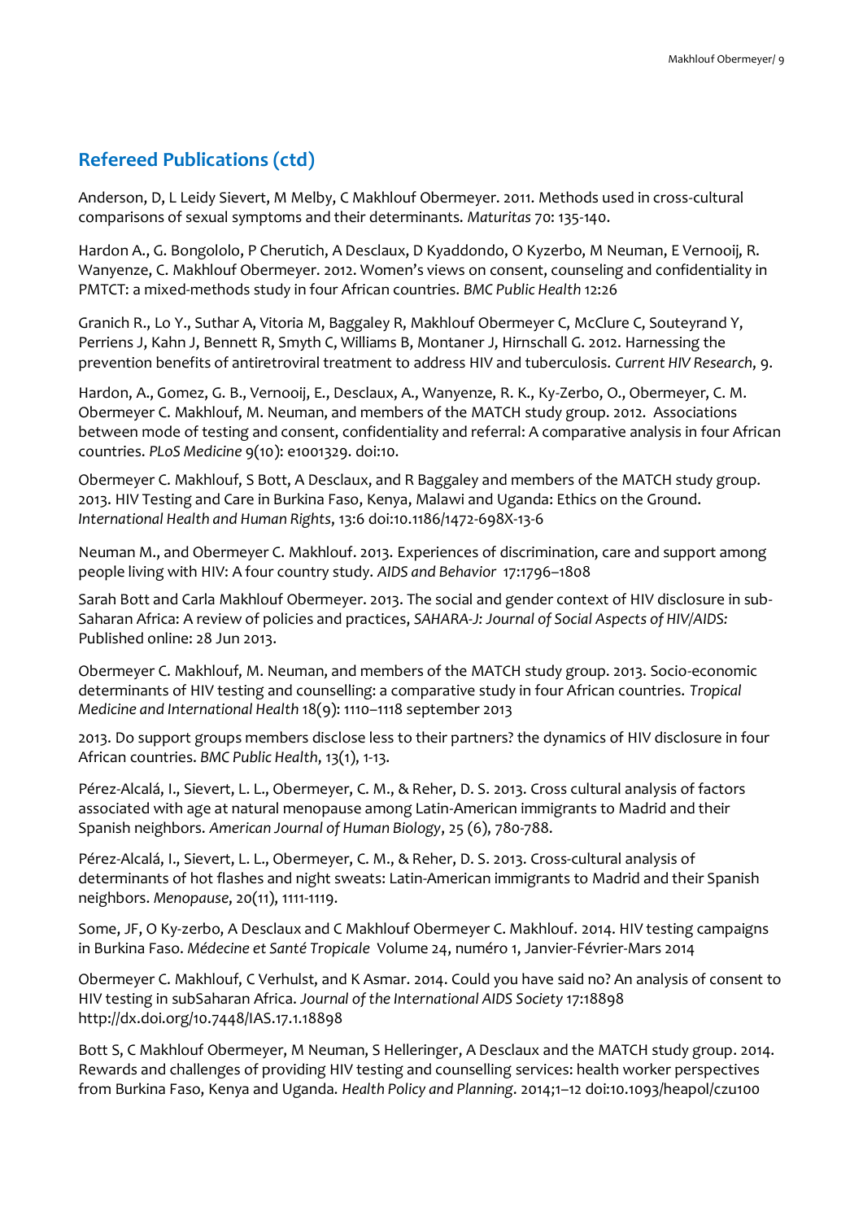## Refereed Publications (ctd)

Anderson, D, L Leidy Sievert, M Melby, C Makhlouf Obermeyer. 2011. Methods used in cross-cultural comparisons of sexual symptoms and their determinants. *Maturitas* 70: 135-140.

Hardon A., G. Bongololo, P Cherutich, A Desclaux, D Kyaddondo, O Kyzerbo, M Neuman, E Vernooij, R. Wanyenze, C. Makhlouf Obermeyer. 2012. Women's views on consent, counseling and confidentiality in PMTCT: a mixed-methods study in four African countries. *BMC Public Health* 12:26

Granich R., Lo Y., Suthar A, Vitoria M, Baggaley R, Makhlouf Obermeyer C, McClure C, Souteyrand Y, Perriens J, Kahn J, Bennett R, Smyth C, Williams B, Montaner J, Hirnschall G. 2012. Harnessing the prevention benefits of antiretroviral treatment to address HIV and tuberculosis. *Current HIV Research*, 9.

Hardon, A., Gomez, G. B., Vernooij, E., Desclaux, A., Wanyenze, R. K., Ky-Zerbo, O., Obermeyer, C. M. Obermeyer C. Makhlouf, M. Neuman, and members of the MATCH study group. 2012. Associations between mode of testing and consent, confidentiality and referral: A comparative analysis in four African countries. *PLoS Medicine* 9(10): e1001329. doi:10.

Obermeyer C. Makhlouf, S Bott, A Desclaux, and R Baggaley and members of the MATCH study group. 2013. HIV Testing and Care in Burkina Faso, Kenya, Malawi and Uganda: Ethics on the Ground. *International Health and Human Rights*, 13:6 doi:10.1186/1472-698X-13-6

Neuman M., and Obermeyer C. Makhlouf. 2013. Experiences of discrimination, care and support among people living with HIV: A four country study. *AIDS and Behavior* 17:1796–1808

Sarah Bott and Carla Makhlouf Obermeyer. 2013. The social and gender context of HIV disclosure in sub-Saharan Africa: A review of policies and practices, *SAHARA-J: Journal of Social Aspects of HIV/AIDS:* Published online: 28 Jun 2013.

Obermeyer C. Makhlouf, M. Neuman, and members of the MATCH study group. 2013. Socio-economic determinants of HIV testing and counselling: a comparative study in four African countries. *Tropical Medicine and International Health* 18(9): 1110–1118 september 2013

2013. Do support groups members disclose less to their partners? the dynamics of HIV disclosure in four African countries. *BMC Public Health*, 13(1), 1-13.

Pérez-Alcalá, I., Sievert, L. L., Obermeyer, C. M., & Reher, D. S. 2013. Cross cultural analysis of factors associated with age at natural menopause among Latin-American immigrants to Madrid and their Spanish neighbors. *American Journal of Human Biology*, 25 (6), 780-788.

Pérez-Alcalá, I., Sievert, L. L., Obermeyer, C. M., & Reher, D. S. 2013. Cross-cultural analysis of determinants of hot flashes and night sweats: Latin-American immigrants to Madrid and their Spanish neighbors. *Menopause*, 20(11), 1111-1119.

Some, JF, O Ky-zerbo, A Desclaux and C Makhlouf Obermeyer C. Makhlouf. 2014. HIV testing campaigns in Burkina Faso. *Médecine et Santé Tropicale* Volume 24, numéro 1, Janvier-Février-Mars 2014

Obermeyer C. Makhlouf, C Verhulst, and K Asmar. 2014. Could you have said no? An analysis of consent to HIV testing in subSaharan Africa. *Journal of the International AIDS Society* 17:18898 http://dx.doi.org/10.7448/IAS.17.1.18898

Bott S, C Makhlouf Obermeyer, M Neuman, S Helleringer, A Desclaux and the MATCH study group. 2014. Rewards and challenges of providing HIV testing and counselling services: health worker perspectives from Burkina Faso, Kenya and Uganda. *Health Policy and Planning*. 2014;1–12 doi:10.1093/heapol/czu100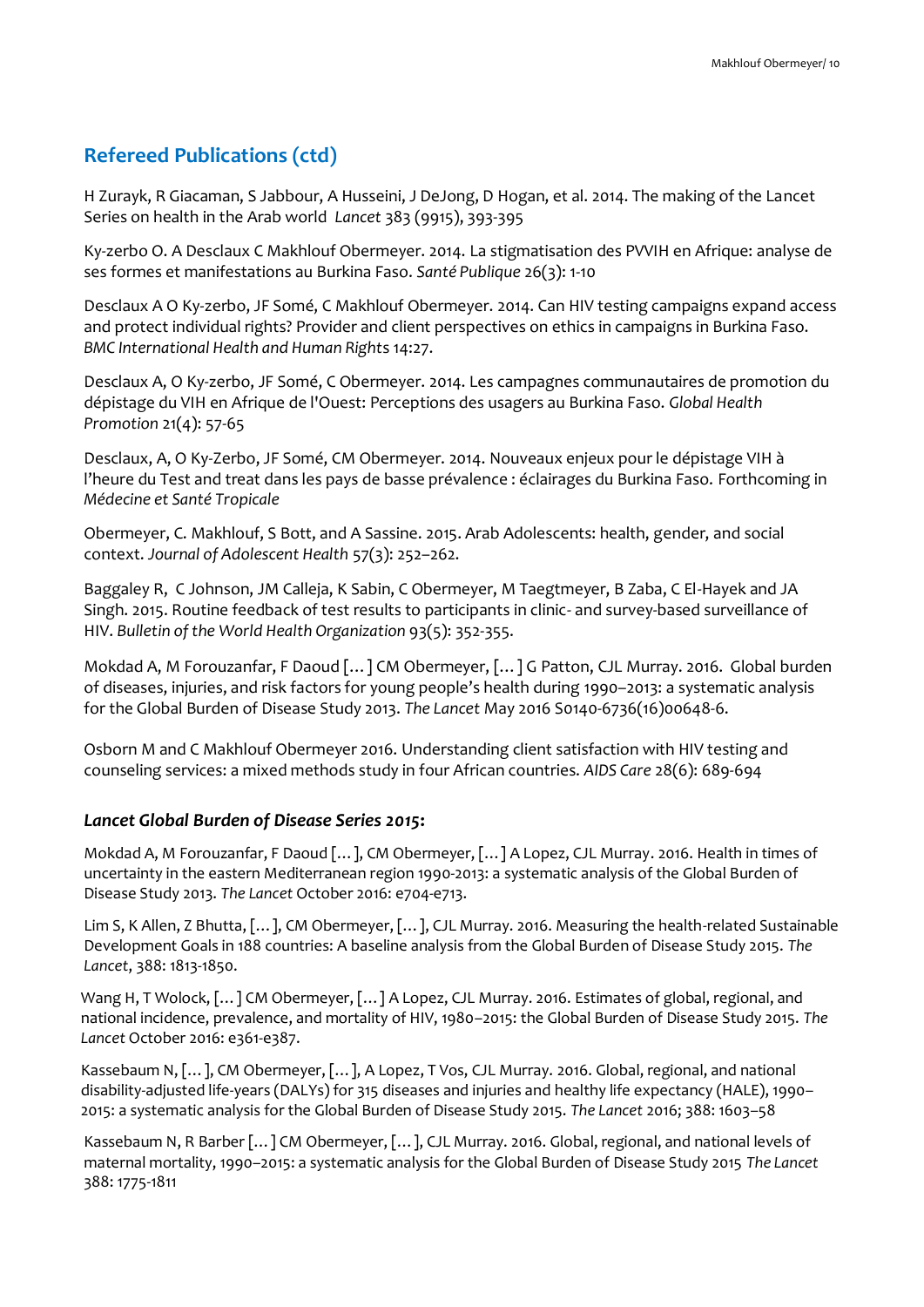## Refereed Publications (ctd)

H Zurayk, R Giacaman, S Jabbour, A Husseini, J DeJong, D Hogan, et al. 2014. The making of the Lancet Series on health in the Arab world *Lancet* 383 (9915), 393-395

Ky-zerbo O. A Desclaux C Makhlouf Obermeyer. 2014. La stigmatisation des PVVIH en Afrique: analyse de ses formes et manifestations au Burkina Faso. *Santé Publique* 26(3): 1-10

Desclaux A O Ky-zerbo, JF Somé, C Makhlouf Obermeyer. 2014. Can HIV testing campaigns expand access and protect individual rights? Provider and client perspectives on ethics in campaigns in Burkina Faso. *BMC International Health and Human Rights* 14:27.

Desclaux A, O Ky-zerbo, JF Somé, C Obermeyer. 2014. Les campagnes communautaires de promotion du dépistage du VIH en Afrique de l'Ouest: Perceptions des usagers au Burkina Faso. *Global Health Promotion* 21(4): 57-65

Desclaux, A, O Ky-Zerbo, JF Somé, CM Obermeyer. 2014. Nouveaux enjeux pour le dépistage VIH à l'heure du Test and treat dans les pays de basse prévalence : éclairages du Burkina Faso. Forthcoming in *Médecine et Santé Tropicale*

Obermeyer, C. Makhlouf, S Bott, and A Sassine. 2015. Arab Adolescents: health, gender, and social context. *Journal of Adolescent Health* 57(3): 252–262.

Baggaley R, C Johnson, JM Calleja, K Sabin, C Obermeyer, M Taegtmeyer, B Zaba, C El-Hayek and JA Singh. 2015. Routine feedback of test results to participants in clinic- and survey-based surveillance of HIV. *Bulletin of the World Health Organization* 93(5): 352-355.

Mokdad A, M Forouzanfar, F Daoud […] CM Obermeyer, […] G Patton, CJL Murray. 2016. Global burden of diseases, injuries, and risk factors for young people's health during 1990–2013: a systematic analysis for the Global Burden of Disease Study 2013. *The Lancet* May 2016 S0140-6736(16)00648-6.

Osborn M and C Makhlouf Obermeyer 2016. Understanding client satisfaction with HIV testing and counseling services: a mixed methods study in four African countries. *AIDS Care* 28(6): 689-694

### *Lancet Global Burden of Disease Series 2015*:

Mokdad A, M Forouzanfar, F Daoud […], CM Obermeyer, […] A Lopez, CJL Murray. 2016. Health in times of uncertainty in the eastern Mediterranean region 1990-2013: a systematic analysis of the Global Burden of Disease Study 2013. *The Lancet* October 2016: e704-e713.

Lim S, K Allen, Z Bhutta, […], CM Obermeyer, […], CJL Murray. 2016. Measuring the health-related Sustainable Development Goals in 188 countries: A baseline analysis from the Global Burden of Disease Study 2015. *The Lancet*, 388: 1813-1850.

Wang H, T Wolock, […] CM Obermeyer, […] A Lopez, CJL Murray. 2016. Estimates of global, regional, and national incidence, prevalence, and mortality of HIV, 1980–2015: the Global Burden of Disease Study 2015. *The Lancet* October 2016: e361-e387.

Kassebaum N, […], CM Obermeyer, […], A Lopez, T Vos, CJL Murray. 2016. Global, regional, and national disability-adjusted life-years (DALYs) for 315 diseases and injuries and healthy life expectancy (HALE), 1990–2015: a systematic analysis for the Global Burden of Disease Study 2015. *The Lancet* 2016; 388: 1603–58

Kassebaum N, R Barber […] CM Obermeyer, […], CJL Murray. 2016. Global, regional, and national levels of maternal mortality, 1990–2015: a systematic analysis for the Global Burden of Disease Study 2015 *The Lancet* 388: 1775-1811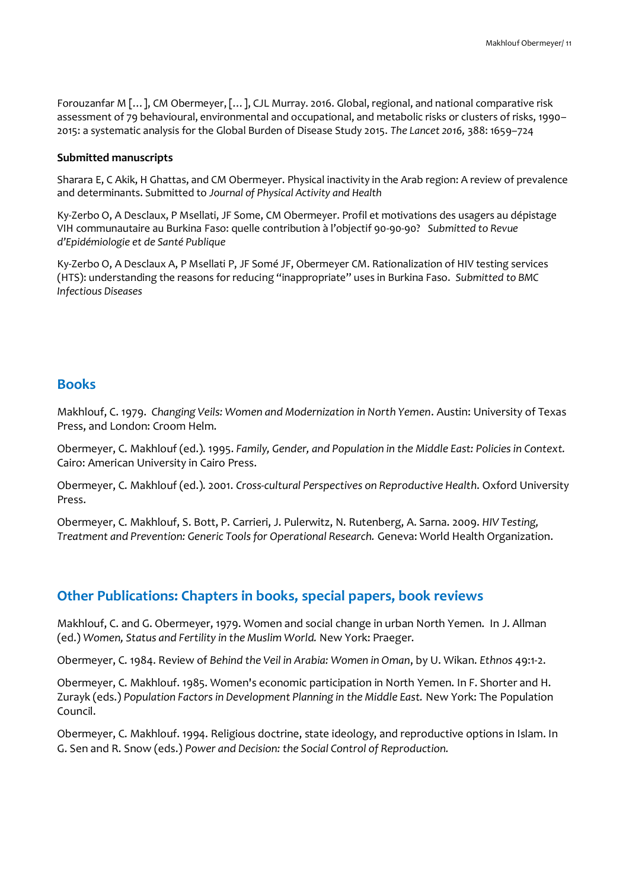Forouzanfar M [...], CM Obermeyer, [...], CJL Murray. 2016. Global, regional, and national comparative risk assessment of 79 behavioural, environmental and occupational, and metabolic risks or clusters of risks, 1990–2015: a systematic analysis for the Global Burden of Disease Study 2015. *The Lancet 2016,* 388: 1659–724

**Submitted manuscripts**

Sharara E, C Akik, H Ghattas, and CM Obermeyer. Physical inactivity in the Arab region: A review of prevalence and determinants. Submitted to *Journal of Physical Activity and Health*

Ky-Zerbo O, A Desclaux, P Msellati, JF Some, CM Obermeyer. Profil et motivations des usagers au dépistage VIH communautaire au Burkina Faso: quelle contribution à l'objectif 90-90-90? *Submitted to Revue d'Epidémiologie et de Santé Publique*

Ky-Zerbo O, A Desclaux A, P Msellati P, JF Somé JF, Obermeyer CM. Rationalization of HIV testing services (HTS): understanding the reasons for reducing "inappropriate" uses in Burkina Faso. *Submitted to BMC Infectious Diseases*

## Books

Makhlouf, C. 1979. *Changing Veils: Women and Modernization in North Yemen*. Austin: University of Texas Press, and London: Croom Helm.

Obermeyer, C. Makhlouf (ed.). 1995. *Family, Gender, and Population in the Middle East: Policies in Context.* Cairo: American University in Cairo Press.

Obermeyer, C. Makhlouf (ed.). 2001. *Cross-cultural Perspectives on Reproductive Health*. Oxford University Press.

Obermeyer, C. Makhlouf, S. Bott, P. Carrieri, J. Pulerwitz, N. Rutenberg, A. Sarna. 2009. *HIV Testing, Treatment and Prevention: Generic Tools for Operational Research.* Geneva: World Health Organization.

## Other Publications: Chapters in books, special papers, book reviews

Makhlouf, C. and G. Obermeyer, 1979. Women and social change in urban North Yemen. In J. Allman (ed.) *Women, Status and Fertility in the Muslim World.* New York: Praeger.

Obermeyer, C. 1984. Review of *Behind the Veil in Arabia: Women in Oman*, by U. Wikan. *Ethnos* 49:1-2.

Obermeyer, C. Makhlouf. 1985. Women's economic participation in North Yemen. In F. Shorter and H. Zurayk (eds.) *Population Factors in Development Planning in the Middle East.* New York: The Population Council.

Obermeyer, C. Makhlouf. 1994. Religious doctrine, state ideology, and reproductive options in Islam. In G. Sen and R. Snow (eds.) *Power and Decision: the Social Control of Reproduction.*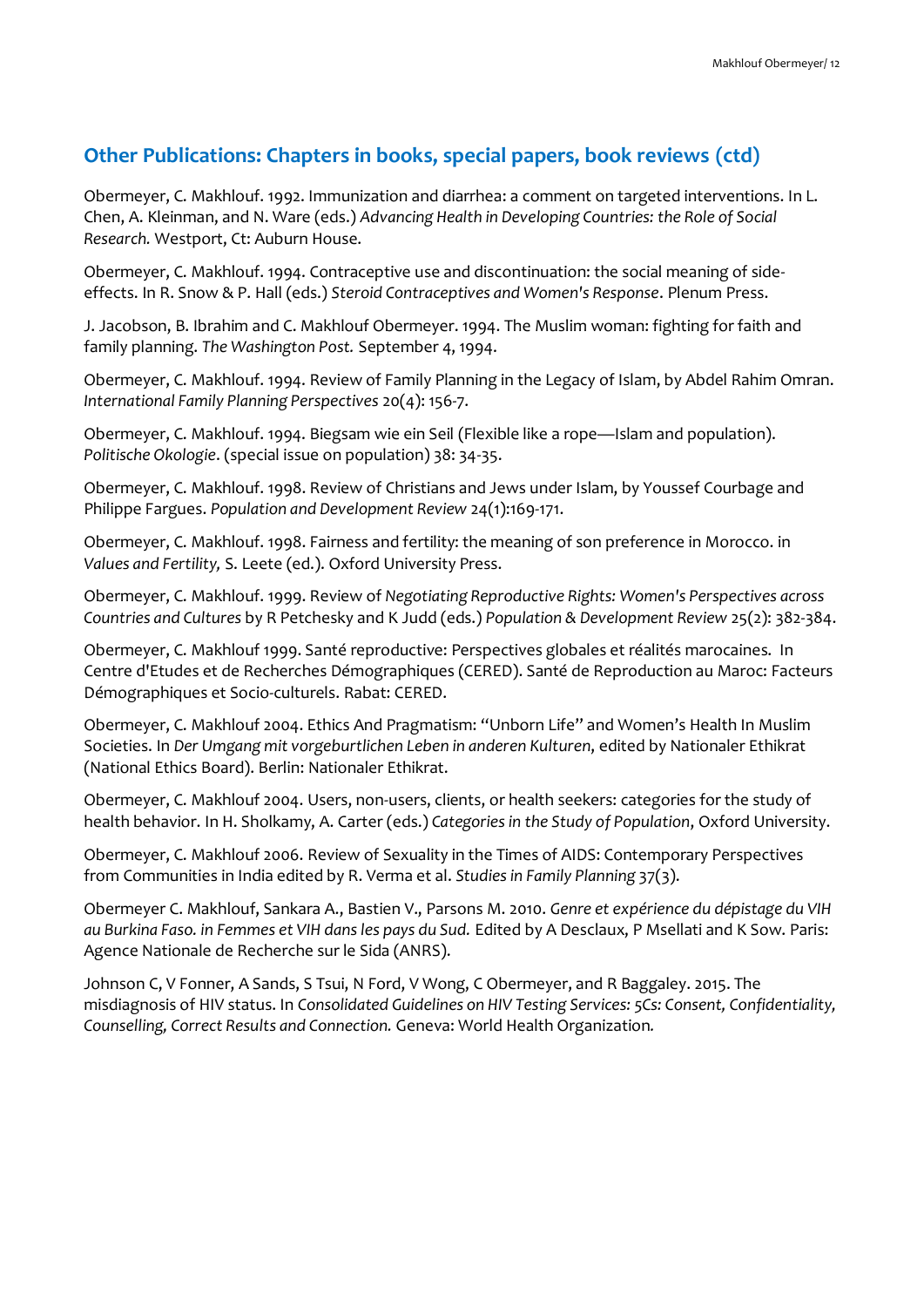## Other Publications: Chapters in books, special papers, book reviews (ctd)

Obermeyer, C. Makhlouf. 1992. Immunization and diarrhea: a comment on targeted interventions. In L. Chen, A. Kleinman, and N. Ware (eds.) *Advancing Health in Developing Countries: the Role of Social Research.* Westport, Ct: Auburn House.

Obermeyer, C. Makhlouf. 1994. Contraceptive use and discontinuation: the social meaning of side-effects. In R. Snow & P. Hall (eds.) *Steroid Contraceptives and Women's Response*. Plenum Press.

J. Jacobson, B. Ibrahim and C. Makhlouf Obermeyer. 1994. The Muslim woman: fighting for faith and family planning. *The Washington Post.* September 4, 1994.

Obermeyer, C. Makhlouf. 1994. Review of Family Planning in the Legacy of Islam, by Abdel Rahim Omran. *International Family Planning Perspectives* 20(4): 156-7.

Obermeyer, C. Makhlouf. 1994. Biegsam wie ein Seil (Flexible like a rope—Islam and population). *Politische Okologie*. (special issue on population) 38: 34-35.

Obermeyer, C. Makhlouf. 1998. Review of Christians and Jews under Islam, by Youssef Courbage and Philippe Fargues. *Population and Development Review* 24(1):169-171.

Obermeyer, C. Makhlouf. 1998. Fairness and fertility: the meaning of son preference in Morocco. in *Values and Fertility,* S. Leete (ed.). Oxford University Press.

Obermeyer, C. Makhlouf. 1999. Review of *Negotiating Reproductive Rights: Women's Perspectives across Countries and Cultures* by R Petchesky and K Judd (eds.) *Population & Development Review* 25(2): 382-384.

Obermeyer, C. Makhlouf 1999. Santé reproductive: Perspectives globales et réalités marocaines. In Centre d'Etudes et de Recherches Démographiques (CERED). Santé de Reproduction au Maroc: Facteurs Démographiques et Socio-culturels. Rabat: CERED.

Obermeyer, C. Makhlouf 2004. Ethics And Pragmatism: "Unborn Life" and Women's Health In Muslim Societies. In *Der Umgang mit vorgeburtlichen Leben in anderen Kulturen*, edited by Nationaler Ethikrat (National Ethics Board). Berlin: Nationaler Ethikrat.

Obermeyer, C. Makhlouf 2004. Users, non-users, clients, or health seekers: categories for the study of health behavior. In H. Sholkamy, A. Carter (eds.) *Categories in the Study of Population*, Oxford University.

Obermeyer, C. Makhlouf 2006. Review of Sexuality in the Times of AIDS: Contemporary Perspectives from Communities in India edited by R. Verma et al. *Studies in Family Planning* 37(3).

Obermeyer C. Makhlouf, Sankara A., Bastien V., Parsons M. 2010. *Genre et expérience du dépistage du VIH au Burkina Faso. in Femmes et VIH dans les pays du Sud.* Edited by A Desclaux, P Msellati and K Sow. Paris: Agence Nationale de Recherche sur le Sida (ANRS).

Johnson C, V Fonner, A Sands, S Tsui, N Ford, V Wong, C Obermeyer, and R Baggaley. 2015. The misdiagnosis of HIV status. In *Consolidated Guidelines on HIV Testing Services: 5Cs: Consent, Confidentiality, Counselling, Correct Results and Connection.* Geneva: World Health Organization.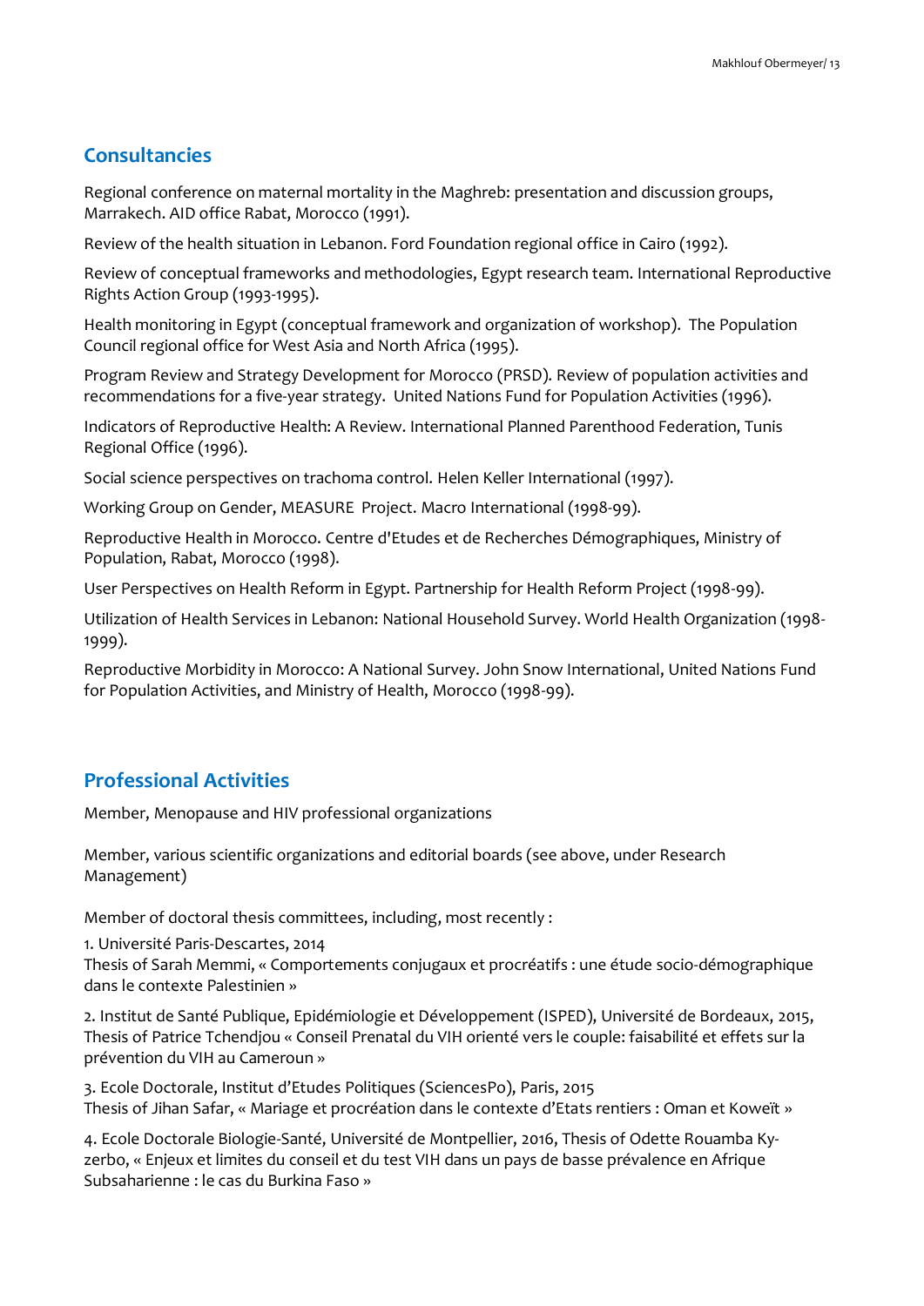## Consultancies

Regional conference on maternal mortality in the Maghreb: presentation and discussion groups, Marrakech. AID office Rabat, Morocco (1991).

Review of the health situation in Lebanon. Ford Foundation regional office in Cairo (1992).

Review of conceptual frameworks and methodologies, Egypt research team. International Reproductive Rights Action Group (1993-1995).

Health monitoring in Egypt (conceptual framework and organization of workshop). The Population Council regional office for West Asia and North Africa (1995).

Program Review and Strategy Development for Morocco (PRSD). Review of population activities and recommendations for a five-year strategy. United Nations Fund for Population Activities (1996).

Indicators of Reproductive Health: A Review. International Planned Parenthood Federation, Tunis Regional Office (1996).

Social science perspectives on trachoma control. Helen Keller International (1997).

Working Group on Gender, MEASURE Project. Macro International (1998-99).

Reproductive Health in Morocco. Centre d'Etudes et de Recherches Démographiques, Ministry of Population, Rabat, Morocco (1998).

User Perspectives on Health Reform in Egypt. Partnership for Health Reform Project (1998-99).

Utilization of Health Services in Lebanon: National Household Survey. World Health Organization (1998-1999).

Reproductive Morbidity in Morocco: A National Survey. John Snow International, United Nations Fund for Population Activities, and Ministry of Health, Morocco (1998-99).

## Professional Activities

Member, Menopause and HIV professional organizations

Member, various scientific organizations and editorial boards (see above, under Research Management)

Member of doctoral thesis committees, including, most recently :

1. Université Paris-Descartes, 2014
Thesis of Sarah Memmi, « Comportements conjugaux et procréatifs : une étude socio-démographique dans le contexte Palestinien »

2. Institut de Santé Publique, Epidémiologie et Développement (ISPED), Université de Bordeaux, 2015, Thesis of Patrice Tchendjou « Conseil Prenatal du VIH orienté vers le couple: faisabilité et effets sur la prévention du VIH au Cameroun »

3. Ecole Doctorale, Institut d'Etudes Politiques (SciencesPo), Paris, 2015
Thesis of Jihan Safar, « Mariage et procréation dans le contexte d'Etats rentiers : Oman et Koweït »

4. Ecole Doctorale Biologie-Santé, Université de Montpellier, 2016, Thesis of Odette Rouamba Ky-zerbo, « Enjeux et limites du conseil et du test VIH dans un pays de basse prévalence en Afrique Subsaharienne : le cas du Burkina Faso »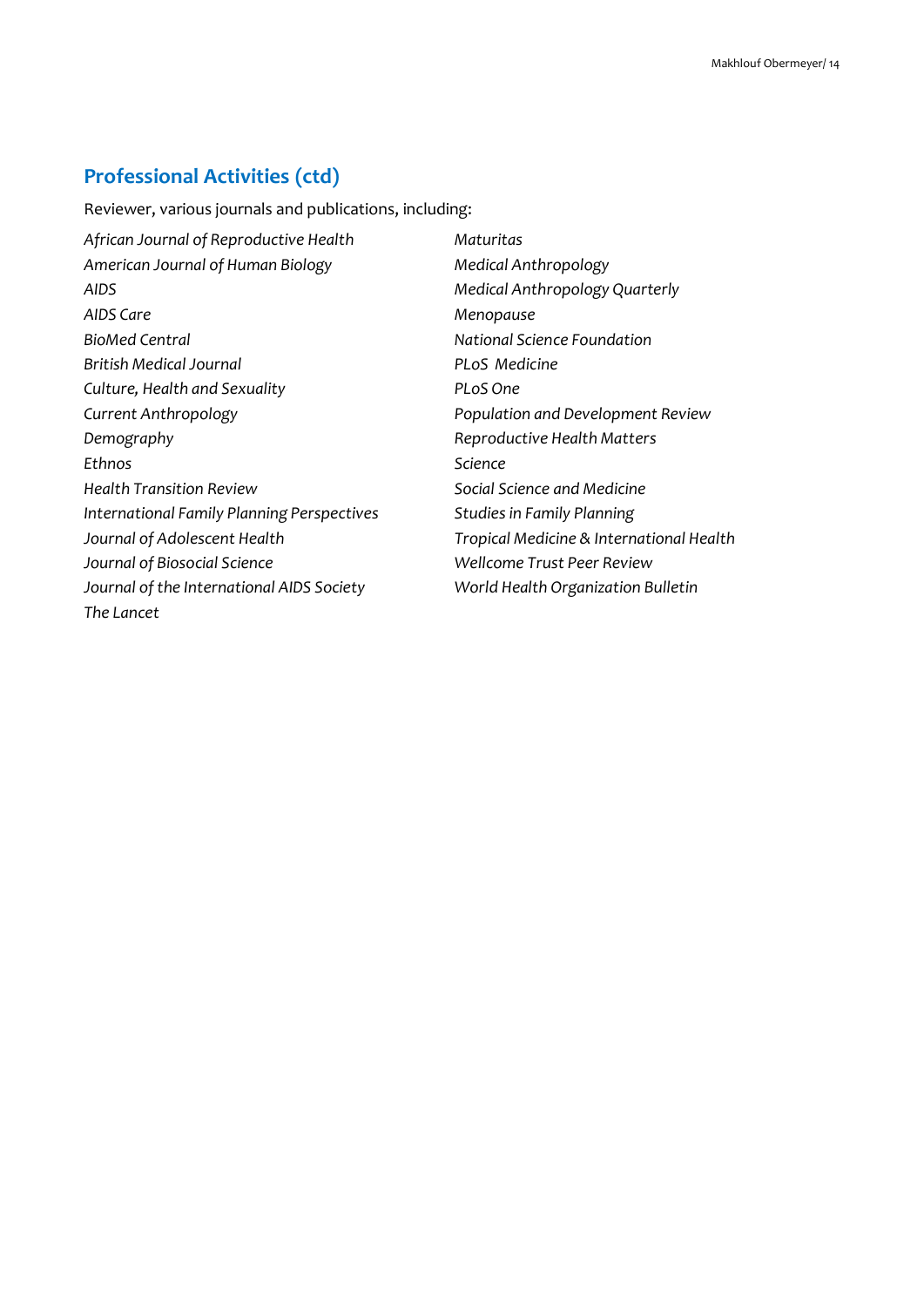## Professional Activities (ctd)

Reviewer, various journals and publications, including:

*African Journal of Reproductive Health*
*American Journal of Human Biology*
*AIDS*
*AIDS Care*
*BioMed Central*
*British Medical Journal*
*Culture, Health and Sexuality*
*Current Anthropology*
*Demography*
*Ethnos*
*Health Transition Review*
*International Family Planning Perspectives*
*Journal of Adolescent Health*
*Journal of Biosocial Science*
*Journal of the International AIDS Society*
*The Lancet*
*Maturitas*
*Medical Anthropology*
*Medical Anthropology Quarterly*
*Menopause*
*National Science Foundation*
*PLoS Medicine*
*PLoS One*
*Population and Development Review*
*Reproductive Health Matters*
*Science*
*Social Science and Medicine*
*Studies in Family Planning*
*Tropical Medicine & International Health*
*Wellcome Trust Peer Review*
*World Health Organization Bulletin*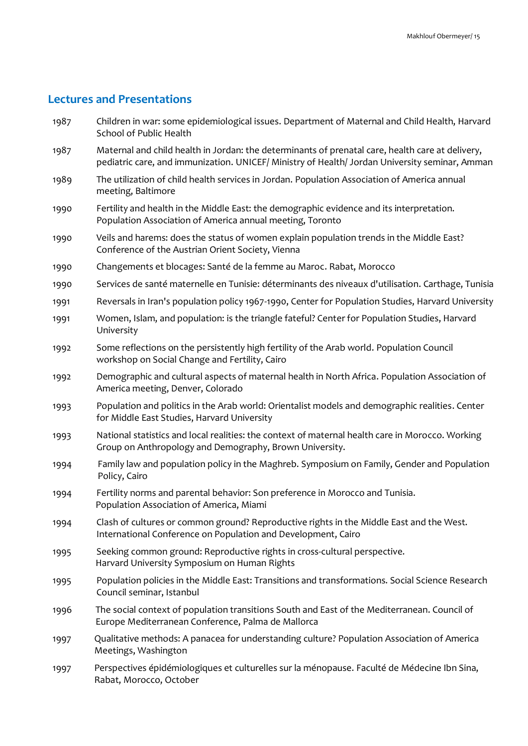## Lectures and Presentations

1987 Children in war: some epidemiological issues. Department of Maternal and Child Health, Harvard School of Public Health

1987 Maternal and child health in Jordan: the determinants of prenatal care, health care at delivery, pediatric care, and immunization. UNICEF/ Ministry of Health/ Jordan University seminar, Amman

1989 The utilization of child health services in Jordan. Population Association of America annual meeting, Baltimore

1990 Fertility and health in the Middle East: the demographic evidence and its interpretation. Population Association of America annual meeting, Toronto

1990 Veils and harems: does the status of women explain population trends in the Middle East? Conference of the Austrian Orient Society, Vienna

1990 Changements et blocages: Santé de la femme au Maroc. Rabat, Morocco

1990 Services de santé maternelle en Tunisie: déterminants des niveaux d'utilisation. Carthage, Tunisia

1991 Reversals in Iran's population policy 1967-1990, Center for Population Studies, Harvard University

1991 Women, Islam, and population: is the triangle fateful? Center for Population Studies, Harvard University

1992 Some reflections on the persistently high fertility of the Arab world. Population Council workshop on Social Change and Fertility, Cairo

1992 Demographic and cultural aspects of maternal health in North Africa. Population Association of America meeting, Denver, Colorado

1993 Population and politics in the Arab world: Orientalist models and demographic realities. Center for Middle East Studies, Harvard University

1993 National statistics and local realities: the context of maternal health care in Morocco. Working Group on Anthropology and Demography, Brown University.

1994 Family law and population policy in the Maghreb. Symposium on Family, Gender and Population Policy, Cairo

1994 Fertility norms and parental behavior: Son preference in Morocco and Tunisia. Population Association of America, Miami

1994 Clash of cultures or common ground? Reproductive rights in the Middle East and the West. International Conference on Population and Development, Cairo

1995 Seeking common ground: Reproductive rights in cross-cultural perspective. Harvard University Symposium on Human Rights

1995 Population policies in the Middle East: Transitions and transformations. Social Science Research Council seminar, Istanbul

1996 The social context of population transitions South and East of the Mediterranean. Council of Europe Mediterranean Conference, Palma de Mallorca

1997 Qualitative methods: A panacea for understanding culture? Population Association of America Meetings, Washington

1997 Perspectives épidémiologiques et culturelles sur la ménopause. Faculté de Médecine Ibn Sina, Rabat, Morocco, October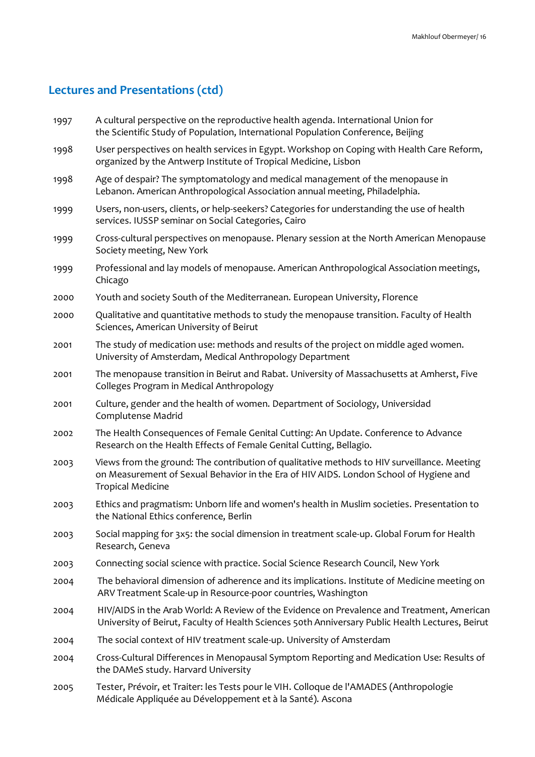## Lectures and Presentations (ctd)

| | |
|---|---|
| 1997 | A cultural perspective on the reproductive health agenda. International Union for the Scientific Study of Population, International Population Conference, Beijing |
| 1998 | User perspectives on health services in Egypt. Workshop on Coping with Health Care Reform, organized by the Antwerp Institute of Tropical Medicine, Lisbon |
| 1998 | Age of despair? The symptomatology and medical management of the menopause in Lebanon. American Anthropological Association annual meeting, Philadelphia. |
| 1999 | Users, non-users, clients, or help-seekers? Categories for understanding the use of health services. IUSSP seminar on Social Categories, Cairo |
| 1999 | Cross-cultural perspectives on menopause. Plenary session at the North American Menopause Society meeting, New York |
| 1999 | Professional and lay models of menopause. American Anthropological Association meetings, Chicago |
| 2000 | Youth and society South of the Mediterranean. European University, Florence |
| 2000 | Qualitative and quantitative methods to study the menopause transition. Faculty of Health Sciences, American University of Beirut |
| 2001 | The study of medication use: methods and results of the project on middle aged women. University of Amsterdam, Medical Anthropology Department |
| 2001 | The menopause transition in Beirut and Rabat. University of Massachusetts at Amherst, Five Colleges Program in Medical Anthropology |
| 2001 | Culture, gender and the health of women. Department of Sociology, Universidad Complutense Madrid |
| 2002 | The Health Consequences of Female Genital Cutting: An Update. Conference to Advance Research on the Health Effects of Female Genital Cutting, Bellagio. |
| 2003 | Views from the ground: The contribution of qualitative methods to HIV surveillance. Meeting on Measurement of Sexual Behavior in the Era of HIV AIDS. London School of Hygiene and Tropical Medicine |
| 2003 | Ethics and pragmatism: Unborn life and women's health in Muslim societies. Presentation to the National Ethics conference, Berlin |
| 2003 | Social mapping for 3x5: the social dimension in treatment scale-up. Global Forum for Health Research, Geneva |
| 2003 | Connecting social science with practice. Social Science Research Council, New York |
| 2004 | The behavioral dimension of adherence and its implications. Institute of Medicine meeting on ARV Treatment Scale-up in Resource-poor countries, Washington |
| 2004 | HIV/AIDS in the Arab World: A Review of the Evidence on Prevalence and Treatment, American University of Beirut, Faculty of Health Sciences 50th Anniversary Public Health Lectures, Beirut |
| 2004 | The social context of HIV treatment scale-up. University of Amsterdam |
| 2004 | Cross-Cultural Differences in Menopausal Symptom Reporting and Medication Use: Results of the DAMeS study. Harvard University |
| 2005 | Tester, Prévoir, et Traiter: les Tests pour le VIH. Colloque de l'AMADES (Anthropologie Médicale Appliquée au Développement et à la Santé). Ascona |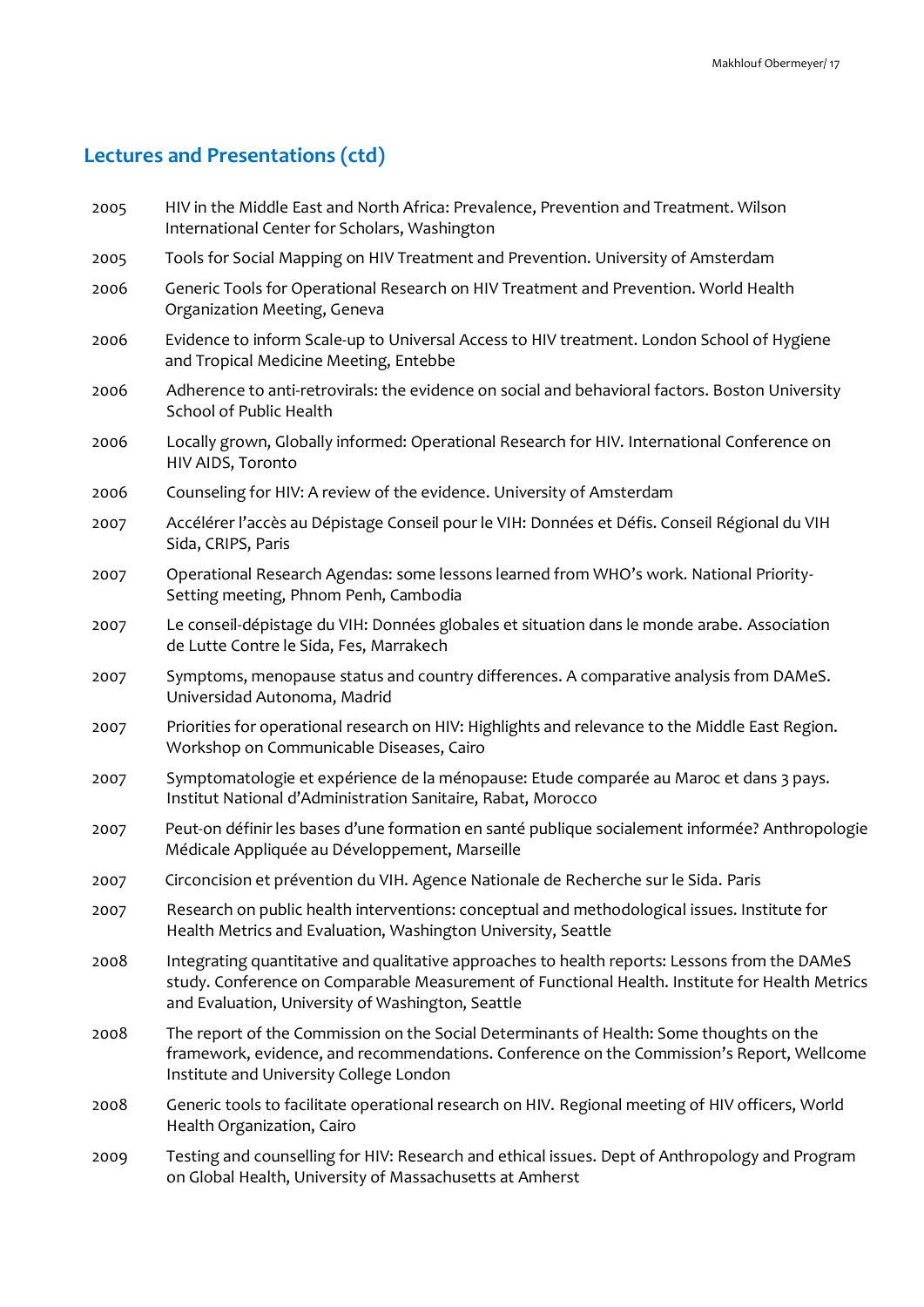## Lectures and Presentations (ctd)

| | |
|---|---|
| 2005 | HIV in the Middle East and North Africa: Prevalence, Prevention and Treatment. Wilson International Center for Scholars, Washington |
| 2005 | Tools for Social Mapping on HIV Treatment and Prevention. University of Amsterdam |
| 2006 | Generic Tools for Operational Research on HIV Treatment and Prevention. World Health Organization Meeting, Geneva |
| 2006 | Evidence to inform Scale-up to Universal Access to HIV treatment. London School of Hygiene and Tropical Medicine Meeting, Entebbe |
| 2006 | Adherence to anti-retrovirals: the evidence on social and behavioral factors. Boston University School of Public Health |
| 2006 | Locally grown, Globally informed: Operational Research for HIV. International Conference on HIV AIDS, Toronto |
| 2006 | Counseling for HIV: A review of the evidence. University of Amsterdam |
| 2007 | Accélérer l'accès au Dépistage Conseil pour le VIH: Données et Défis. Conseil Régional du VIH Sida, CRIPS, Paris |
| 2007 | Operational Research Agendas: some lessons learned from WHO's work. National Priority-Setting meeting, Phnom Penh, Cambodia |
| 2007 | Le conseil-dépistage du VIH: Données globales et situation dans le monde arabe. Association de Lutte Contre le Sida, Fes, Marrakech |
| 2007 | Symptoms, menopause status and country differences. A comparative analysis from DAMeS. Universidad Autonoma, Madrid |
| 2007 | Priorities for operational research on HIV: Highlights and relevance to the Middle East Region. Workshop on Communicable Diseases, Cairo |
| 2007 | Symptomatologie et expérience de la ménopause: Etude comparée au Maroc et dans 3 pays. Institut National d'Administration Sanitaire, Rabat, Morocco |
| 2007 | Peut-on définir les bases d'une formation en santé publique socialement informée? Anthropologie Médicale Appliquée au Développement, Marseille |
| 2007 | Circoncision et prévention du VIH. Agence Nationale de Recherche sur le Sida. Paris |
| 2007 | Research on public health interventions: conceptual and methodological issues. Institute for Health Metrics and Evaluation, Washington University, Seattle |
| 2008 | Integrating quantitative and qualitative approaches to health reports: Lessons from the DAMeS study. Conference on Comparable Measurement of Functional Health. Institute for Health Metrics and Evaluation, University of Washington, Seattle |
| 2008 | The report of the Commission on the Social Determinants of Health: Some thoughts on the framework, evidence, and recommendations. Conference on the Commission's Report, Wellcome Institute and University College London |
| 2008 | Generic tools to facilitate operational research on HIV. Regional meeting of HIV officers, World Health Organization, Cairo |
| 2009 | Testing and counselling for HIV: Research and ethical issues. Dept of Anthropology and Program on Global Health, University of Massachusetts at Amherst |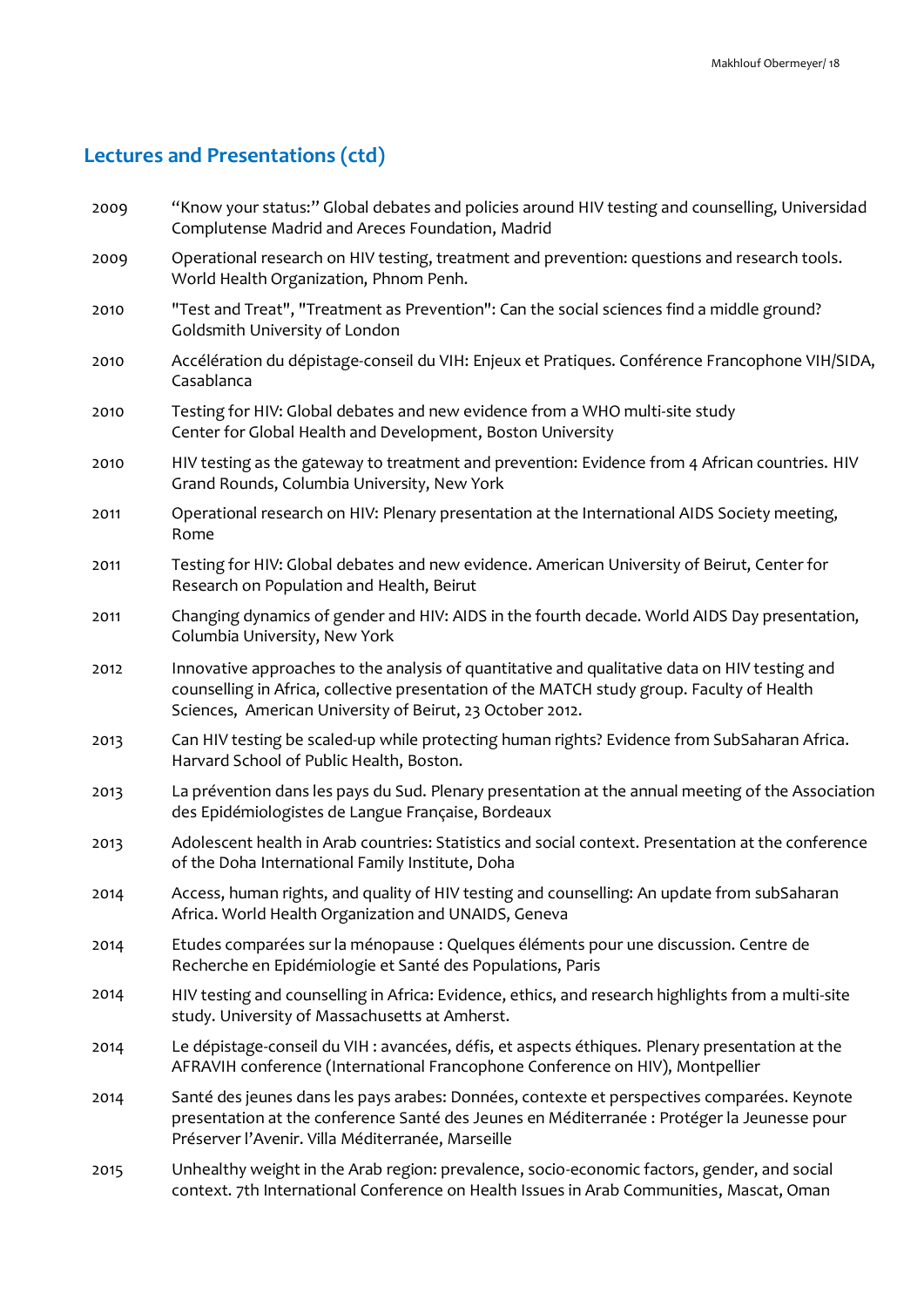## Lectures and Presentations (ctd)

2009 “Know your status:” Global debates and policies around HIV testing and counselling, Universidad Complutense Madrid and Areces Foundation, Madrid

2009 Operational research on HIV testing, treatment and prevention: questions and research tools. World Health Organization, Phnom Penh.

2010 "Test and Treat", "Treatment as Prevention": Can the social sciences find a middle ground? Goldsmith University of London

2010 Accélération du dépistage-conseil du VIH: Enjeux et Pratiques. Conférence Francophone VIH/SIDA, Casablanca

2010 Testing for HIV: Global debates and new evidence from a WHO multi-site study Center for Global Health and Development, Boston University

2010 HIV testing as the gateway to treatment and prevention: Evidence from 4 African countries. HIV Grand Rounds, Columbia University, New York

2011 Operational research on HIV: Plenary presentation at the International AIDS Society meeting, Rome

2011 Testing for HIV: Global debates and new evidence. American University of Beirut, Center for Research on Population and Health, Beirut

2011 Changing dynamics of gender and HIV: AIDS in the fourth decade. World AIDS Day presentation, Columbia University, New York

2012 Innovative approaches to the analysis of quantitative and qualitative data on HIV testing and counselling in Africa, collective presentation of the MATCH study group. Faculty of Health Sciences, American University of Beirut, 23 October 2012.

2013 Can HIV testing be scaled-up while protecting human rights? Evidence from SubSaharan Africa. Harvard School of Public Health, Boston.

2013 La prévention dans les pays du Sud. Plenary presentation at the annual meeting of the Association des Epidémiologistes de Langue Française, Bordeaux

2013 Adolescent health in Arab countries: Statistics and social context. Presentation at the conference of the Doha International Family Institute, Doha

2014 Access, human rights, and quality of HIV testing and counselling: An update from subSaharan Africa. World Health Organization and UNAIDS, Geneva

2014 Etudes comparées sur la ménopause : Quelques éléments pour une discussion. Centre de Recherche en Epidémiologie et Santé des Populations, Paris

2014 HIV testing and counselling in Africa: Evidence, ethics, and research highlights from a multi-site study. University of Massachusetts at Amherst.

2014 Le dépistage-conseil du VIH : avancées, défis, et aspects éthiques. Plenary presentation at the AFRAVIH conference (International Francophone Conference on HIV), Montpellier

2014 Santé des jeunes dans les pays arabes: Données, contexte et perspectives comparées. Keynote presentation at the conference Santé des Jeunes en Méditerranée : Protéger la Jeunesse pour Préserver l’Avenir. Villa Méditerranée, Marseille

2015 Unhealthy weight in the Arab region: prevalence, socio-economic factors, gender, and social context. 7th International Conference on Health Issues in Arab Communities, Mascat, Oman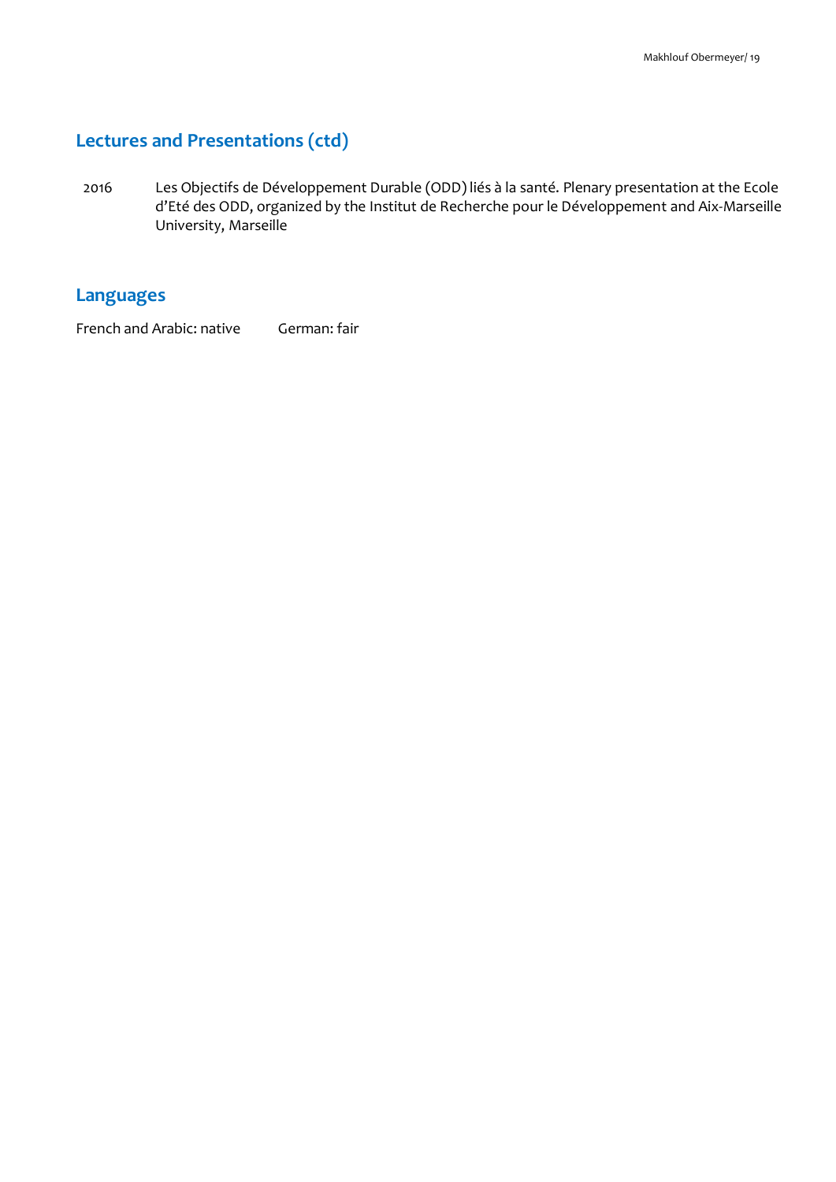## Lectures and Presentations (ctd)

2016 Les Objectifs de Développement Durable (ODD) liés à la santé. Plenary presentation at the Ecole d'Eté des ODD, organized by the Institut de Recherche pour le Développement and Aix-Marseille University, Marseille

## Languages

French and Arabic: native German: fair